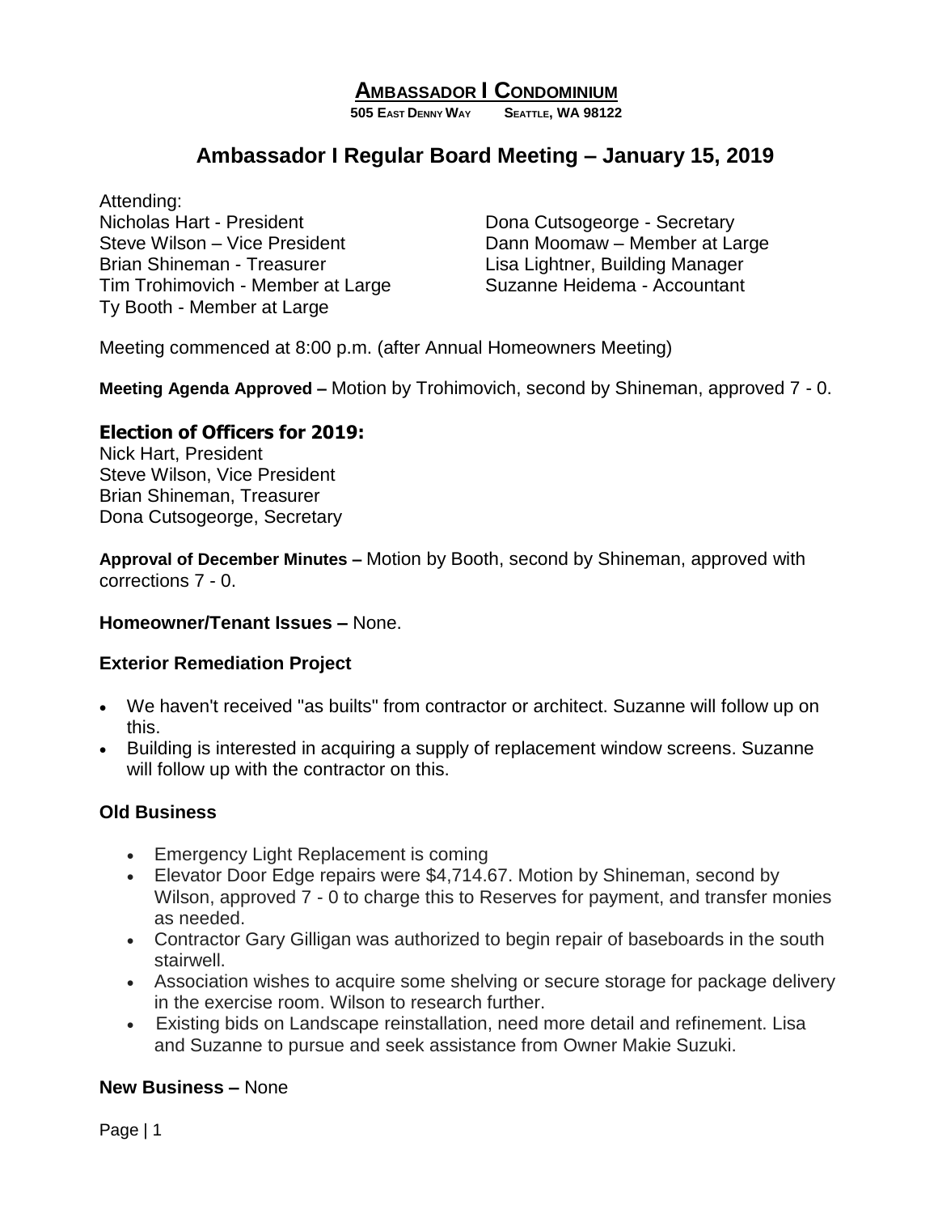# Ambassador I Condominium

**505 East Denny Way Seattle, WA 98122**

## Ambassador I Regular Board Meeting – January 15, 2019

Attending:

Nicholas Hart - President
Steve Wilson – Vice President
Brian Shineman - Treasurer
Tim Trohimovich - Member at Large
Ty Booth - Member at Large
Dona Cutsogeorge - Secretary
Dann Moomaw – Member at Large
Lisa Lightner, Building Manager
Suzanne Heidema - Accountant

Meeting commenced at 8:00 p.m. (after Annual Homeowners Meeting)

**Meeting Agenda Approved –** Motion by Trohimovich, second by Shineman, approved 7 - 0.

### Election of Officers for 2019:

Nick Hart, President
Steve Wilson, Vice President
Brian Shineman, Treasurer
Dona Cutsogeorge, Secretary

**Approval of December Minutes –** Motion by Booth, second by Shineman, approved with corrections 7 - 0.

**Homeowner/Tenant Issues –** None.

**Exterior Remediation Project**

- We haven't received "as builts" from contractor or architect. Suzanne will follow up on this.
- Building is interested in acquiring a supply of replacement window screens. Suzanne will follow up with the contractor on this.

**Old Business**

- Emergency Light Replacement is coming
- Elevator Door Edge repairs were $4,714.67. Motion by Shineman, second by Wilson, approved 7 - 0 to charge this to Reserves for payment, and transfer monies as needed.
- Contractor Gary Gilligan was authorized to begin repair of baseboards in the south stairwell.
- Association wishes to acquire some shelving or secure storage for package delivery in the exercise room. Wilson to research further.
- Existing bids on Landscape reinstallation, need more detail and refinement. Lisa and Suzanne to pursue and seek assistance from Owner Makie Suzuki.

**New Business –** None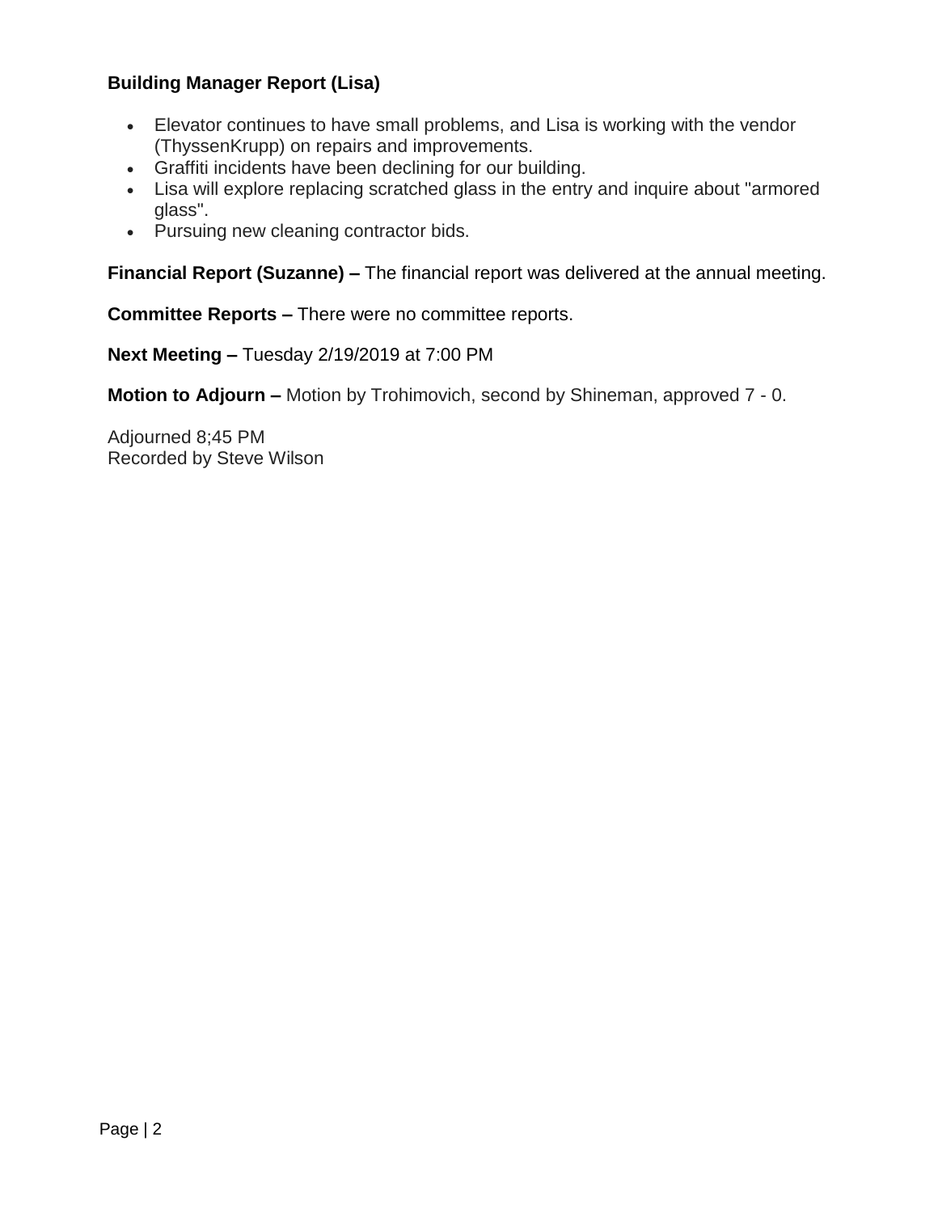**Building Manager Report (Lisa)**

- Elevator continues to have small problems, and Lisa is working with the vendor (ThyssenKrupp) on repairs and improvements.
- Graffiti incidents have been declining for our building.
- Lisa will explore replacing scratched glass in the entry and inquire about "armored glass".
- Pursuing new cleaning contractor bids.

**Financial Report (Suzanne) –** The financial report was delivered at the annual meeting.

**Committee Reports –** There were no committee reports.

**Next Meeting –** Tuesday 2/19/2019 at 7:00 PM

**Motion to Adjourn –** Motion by Trohimovich, second by Shineman, approved 7 - 0.

Adjourned 8;45 PM
Recorded by Steve Wilson